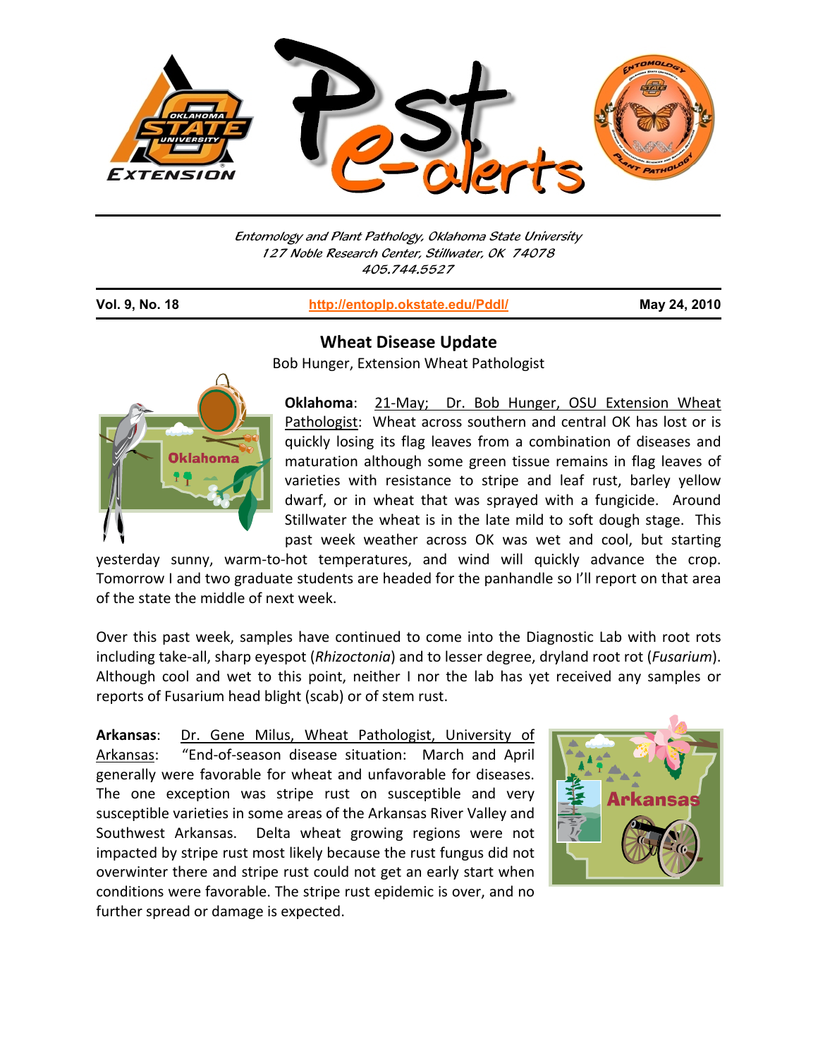Entomology and Plant Pathology, Oklahoma State University
127 Noble Research Center, Stillwater, OK 74078
405.744.5527

**Vol. 9, No. 18** | http://entoplp.okstate.edu/Pddl/ | **May 24, 2010**

# Wheat Disease Update

Bob Hunger, Extension Wheat Pathologist

**Oklahoma**: 21-May; Dr. Bob Hunger, OSU Extension Wheat Pathologist: Wheat across southern and central OK has lost or is quickly losing its flag leaves from a combination of diseases and maturation although some green tissue remains in flag leaves of varieties with resistance to stripe and leaf rust, barley yellow dwarf, or in wheat that was sprayed with a fungicide. Around Stillwater the wheat is in the late mild to soft dough stage. This past week weather across OK was wet and cool, but starting yesterday sunny, warm-to-hot temperatures, and wind will quickly advance the crop. Tomorrow I and two graduate students are headed for the panhandle so I'll report on that area of the state the middle of next week.

Over this past week, samples have continued to come into the Diagnostic Lab with root rots including take-all, sharp eyespot (*Rhizoctonia*) and to lesser degree, dryland root rot (*Fusarium*). Although cool and wet to this point, neither I nor the lab has yet received any samples or reports of Fusarium head blight (scab) or of stem rust.

**Arkansas**: Dr. Gene Milus, Wheat Pathologist, University of Arkansas: "End-of-season disease situation: March and April generally were favorable for wheat and unfavorable for diseases. The one exception was stripe rust on susceptible and very susceptible varieties in some areas of the Arkansas River Valley and Southwest Arkansas. Delta wheat growing regions were not impacted by stripe rust most likely because the rust fungus did not overwinter there and stripe rust could not get an early start when conditions were favorable. The stripe rust epidemic is over, and no further spread or damage is expected.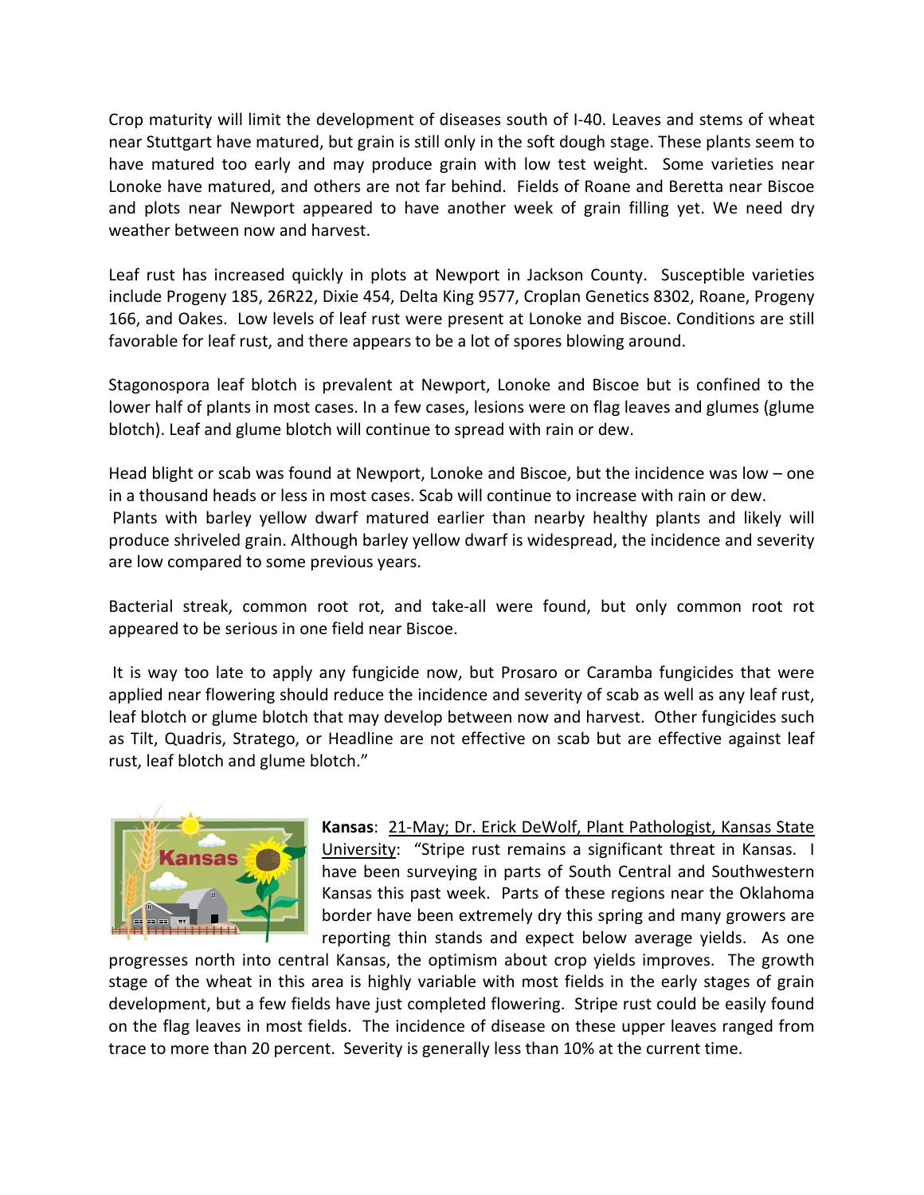Crop maturity will limit the development of diseases south of I-40. Leaves and stems of wheat near Stuttgart have matured, but grain is still only in the soft dough stage. These plants seem to have matured too early and may produce grain with low test weight. Some varieties near Lonoke have matured, and others are not far behind. Fields of Roane and Beretta near Biscoe and plots near Newport appeared to have another week of grain filling yet. We need dry weather between now and harvest.

Leaf rust has increased quickly in plots at Newport in Jackson County. Susceptible varieties include Progeny 185, 26R22, Dixie 454, Delta King 9577, Croplan Genetics 8302, Roane, Progeny 166, and Oakes. Low levels of leaf rust were present at Lonoke and Biscoe. Conditions are still favorable for leaf rust, and there appears to be a lot of spores blowing around.

Stagonospora leaf blotch is prevalent at Newport, Lonoke and Biscoe but is confined to the lower half of plants in most cases. In a few cases, lesions were on flag leaves and glumes (glume blotch). Leaf and glume blotch will continue to spread with rain or dew.

Head blight or scab was found at Newport, Lonoke and Biscoe, but the incidence was low – one in a thousand heads or less in most cases. Scab will continue to increase with rain or dew. Plants with barley yellow dwarf matured earlier than nearby healthy plants and likely will produce shriveled grain. Although barley yellow dwarf is widespread, the incidence and severity are low compared to some previous years.

Bacterial streak, common root rot, and take-all were found, but only common root rot appeared to be serious in one field near Biscoe.

It is way too late to apply any fungicide now, but Prosaro or Caramba fungicides that were applied near flowering should reduce the incidence and severity of scab as well as any leaf rust, leaf blotch or glume blotch that may develop between now and harvest. Other fungicides such as Tilt, Quadris, Stratego, or Headline are not effective on scab but are effective against leaf rust, leaf blotch and glume blotch."

**Kansas**: 21-May; Dr. Erick DeWolf, Plant Pathologist, Kansas State University: "Stripe rust remains a significant threat in Kansas. I have been surveying in parts of South Central and Southwestern Kansas this past week. Parts of these regions near the Oklahoma border have been extremely dry this spring and many growers are reporting thin stands and expect below average yields. As one progresses north into central Kansas, the optimism about crop yields improves. The growth stage of the wheat in this area is highly variable with most fields in the early stages of grain development, but a few fields have just completed flowering. Stripe rust could be easily found on the flag leaves in most fields. The incidence of disease on these upper leaves ranged from trace to more than 20 percent. Severity is generally less than 10% at the current time.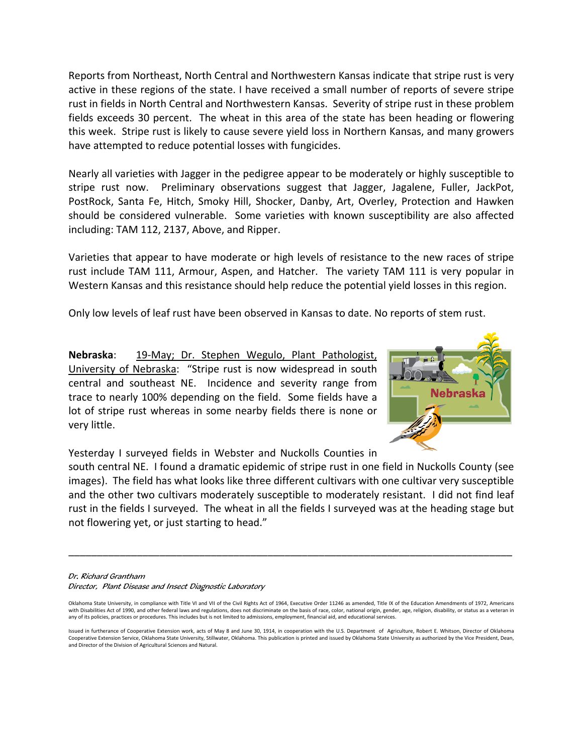Reports from Northeast, North Central and Northwestern Kansas indicate that stripe rust is very active in these regions of the state. I have received a small number of reports of severe stripe rust in fields in North Central and Northwestern Kansas. Severity of stripe rust in these problem fields exceeds 30 percent. The wheat in this area of the state has been heading or flowering this week. Stripe rust is likely to cause severe yield loss in Northern Kansas, and many growers have attempted to reduce potential losses with fungicides.

Nearly all varieties with Jagger in the pedigree appear to be moderately or highly susceptible to stripe rust now. Preliminary observations suggest that Jagger, Jagalene, Fuller, JackPot, PostRock, Santa Fe, Hitch, Smoky Hill, Shocker, Danby, Art, Overley, Protection and Hawken should be considered vulnerable. Some varieties with known susceptibility are also affected including: TAM 112, 2137, Above, and Ripper.

Varieties that appear to have moderate or high levels of resistance to the new races of stripe rust include TAM 111, Armour, Aspen, and Hatcher. The variety TAM 111 is very popular in Western Kansas and this resistance should help reduce the potential yield losses in this region.

Only low levels of leaf rust have been observed in Kansas to date. No reports of stem rust.

**Nebraska**: 19-May; Dr. Stephen Wegulo, Plant Pathologist, University of Nebraska: "Stripe rust is now widespread in south central and southeast NE. Incidence and severity range from trace to nearly 100% depending on the field. Some fields have a lot of stripe rust whereas in some nearby fields there is none or very little.

Yesterday I surveyed fields in Webster and Nuckolls Counties in south central NE. I found a dramatic epidemic of stripe rust in one field in Nuckolls County (see images). The field has what looks like three different cultivars with one cultivar very susceptible and the other two cultivars moderately susceptible to moderately resistant. I did not find leaf rust in the fields I surveyed. The wheat in all the fields I surveyed was at the heading stage but not flowering yet, or just starting to head."

---

*Dr. Richard Grantham*
*Director, Plant Disease and Insect Diagnostic Laboratory*

Oklahoma State University, in compliance with Title VI and VII of the Civil Rights Act of 1964, Executive Order 11246 as amended, Title IX of the Education Amendments of 1972, Americans with Disabilities Act of 1990, and other federal laws and regulations, does not discriminate on the basis of race, color, national origin, gender, age, religion, disability, or status as a veteran in any of its policies, practices or procedures. This includes but is not limited to admissions, employment, financial aid, and educational services.

Issued in furtherance of Cooperative Extension work, acts of May 8 and June 30, 1914, in cooperation with the U.S. Department of Agriculture, Robert E. Whitson, Director of Oklahoma Cooperative Extension Service, Oklahoma State University, Stillwater, Oklahoma. This publication is printed and issued by Oklahoma State University as authorized by the Vice President, Dean, and Director of the Division of Agricultural Sciences and Natural.